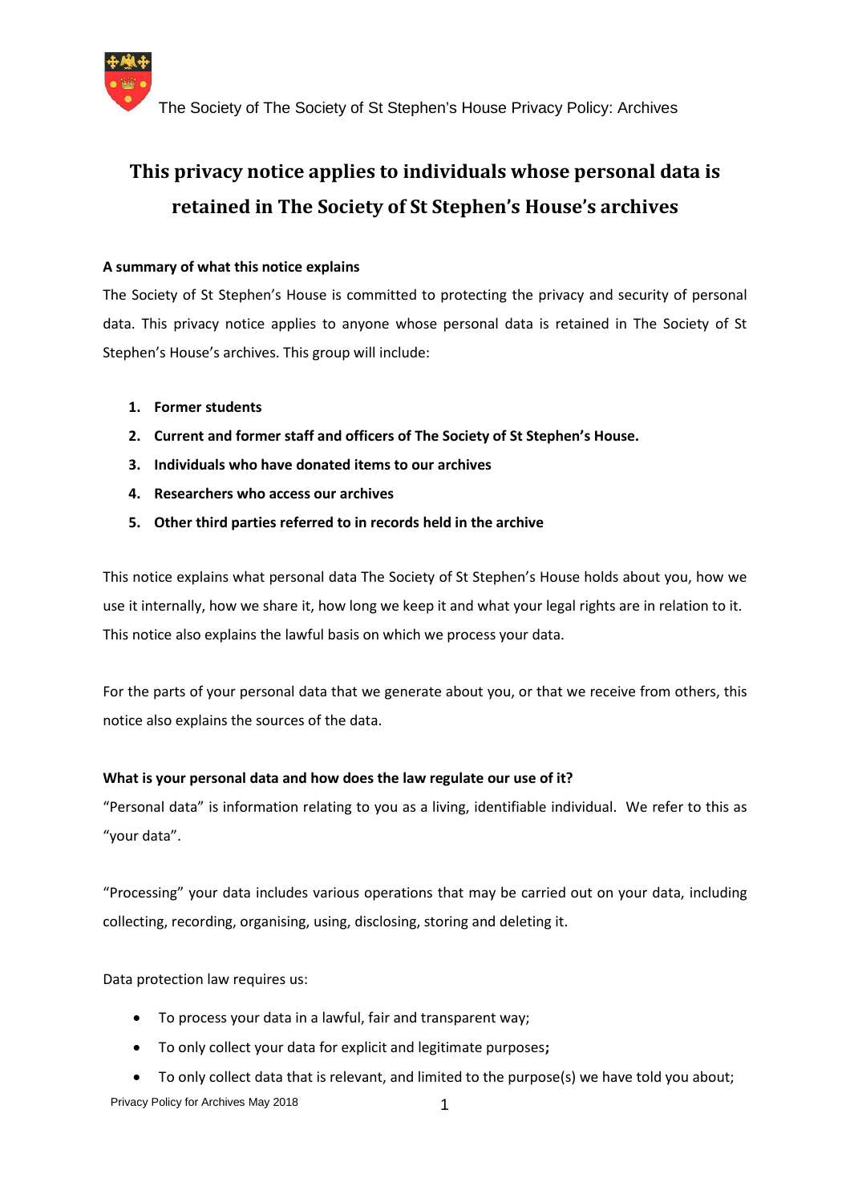# This privacy notice applies to individuals whose personal data is retained in The Society of St Stephen's House's archives

**A summary of what this notice explains**

The Society of St Stephen's House is committed to protecting the privacy and security of personal data. This privacy notice applies to anyone whose personal data is retained in The Society of St Stephen's House's archives. This group will include:

1. **Former students**
2. **Current and former staff and officers of The Society of St Stephen's House.**
3. **Individuals who have donated items to our archives**
4. **Researchers who access our archives**
5. **Other third parties referred to in records held in the archive**

This notice explains what personal data The Society of St Stephen's House holds about you, how we use it internally, how we share it, how long we keep it and what your legal rights are in relation to it. This notice also explains the lawful basis on which we process your data.

For the parts of your personal data that we generate about you, or that we receive from others, this notice also explains the sources of the data.

**What is your personal data and how does the law regulate our use of it?**

"Personal data" is information relating to you as a living, identifiable individual. We refer to this as "your data".

"Processing" your data includes various operations that may be carried out on your data, including collecting, recording, organising, using, disclosing, storing and deleting it.

Data protection law requires us:

- To process your data in a lawful, fair and transparent way;
- To only collect your data for explicit and legitimate purposes**;**
- To only collect data that is relevant, and limited to the purpose(s) we have told you about;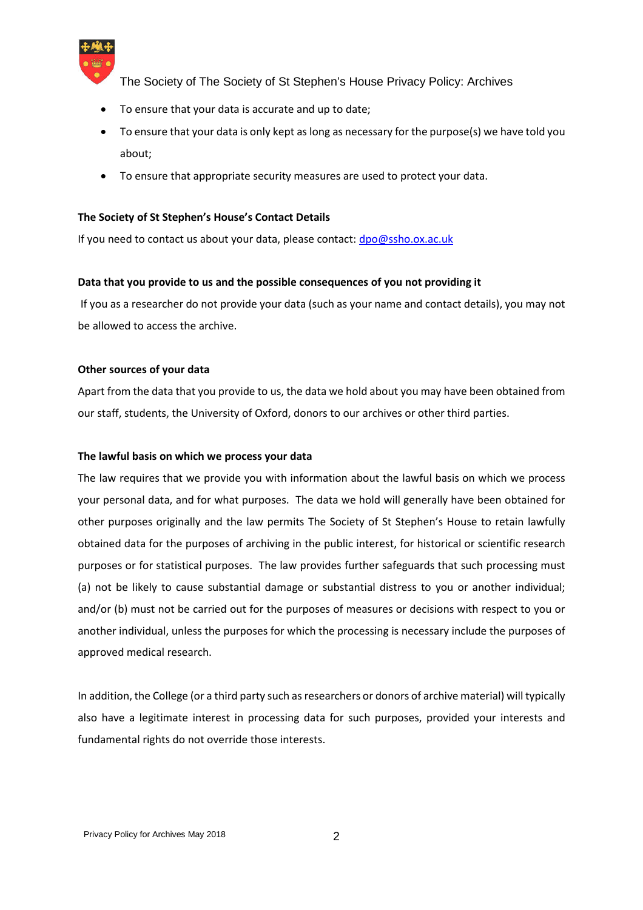- To ensure that your data is accurate and up to date;
- To ensure that your data is only kept as long as necessary for the purpose(s) we have told you about;
- To ensure that appropriate security measures are used to protect your data.

**The Society of St Stephen's House's Contact Details**

If you need to contact us about your data, please contact: dpo@ssho.ox.ac.uk

**Data that you provide to us and the possible consequences of you not providing it**

If you as a researcher do not provide your data (such as your name and contact details), you may not be allowed to access the archive.

**Other sources of your data**

Apart from the data that you provide to us, the data we hold about you may have been obtained from our staff, students, the University of Oxford, donors to our archives or other third parties.

**The lawful basis on which we process your data**

The law requires that we provide you with information about the lawful basis on which we process your personal data, and for what purposes. The data we hold will generally have been obtained for other purposes originally and the law permits The Society of St Stephen's House to retain lawfully obtained data for the purposes of archiving in the public interest, for historical or scientific research purposes or for statistical purposes. The law provides further safeguards that such processing must (a) not be likely to cause substantial damage or substantial distress to you or another individual; and/or (b) must not be carried out for the purposes of measures or decisions with respect to you or another individual, unless the purposes for which the processing is necessary include the purposes of approved medical research.

In addition, the College (or a third party such as researchers or donors of archive material) will typically also have a legitimate interest in processing data for such purposes, provided your interests and fundamental rights do not override those interests.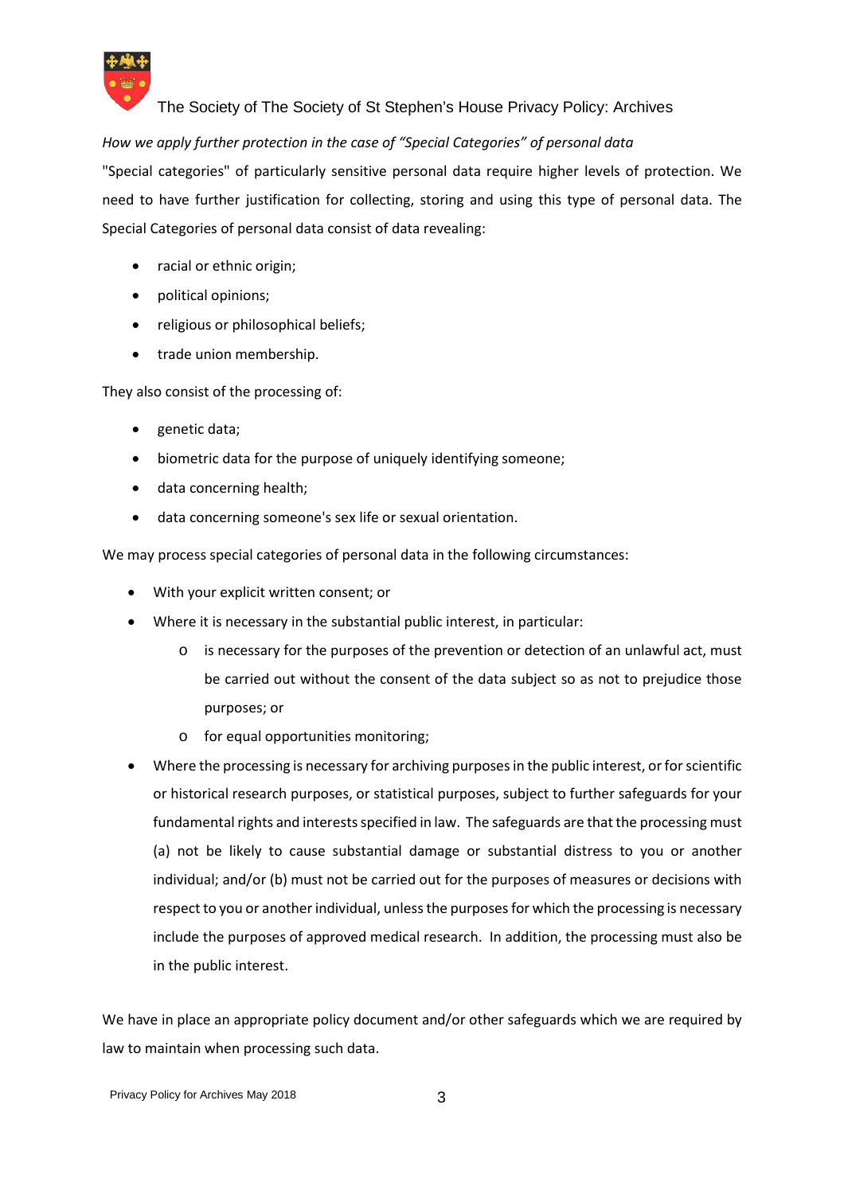*How we apply further protection in the case of "Special Categories" of personal data*

"Special categories" of particularly sensitive personal data require higher levels of protection. We need to have further justification for collecting, storing and using this type of personal data. The Special Categories of personal data consist of data revealing:

- racial or ethnic origin;
- political opinions;
- religious or philosophical beliefs;
- trade union membership.

They also consist of the processing of:

- genetic data;
- biometric data for the purpose of uniquely identifying someone;
- data concerning health;
- data concerning someone's sex life or sexual orientation.

We may process special categories of personal data in the following circumstances:

- With your explicit written consent; or
- Where it is necessary in the substantial public interest, in particular:
    - is necessary for the purposes of the prevention or detection of an unlawful act, must be carried out without the consent of the data subject so as not to prejudice those purposes; or
    - for equal opportunities monitoring;
- Where the processing is necessary for archiving purposes in the public interest, or for scientific or historical research purposes, or statistical purposes, subject to further safeguards for your fundamental rights and interests specified in law. The safeguards are that the processing must (a) not be likely to cause substantial damage or substantial distress to you or another individual; and/or (b) must not be carried out for the purposes of measures or decisions with respect to you or another individual, unless the purposes for which the processing is necessary include the purposes of approved medical research. In addition, the processing must also be in the public interest.

We have in place an appropriate policy document and/or other safeguards which we are required by law to maintain when processing such data.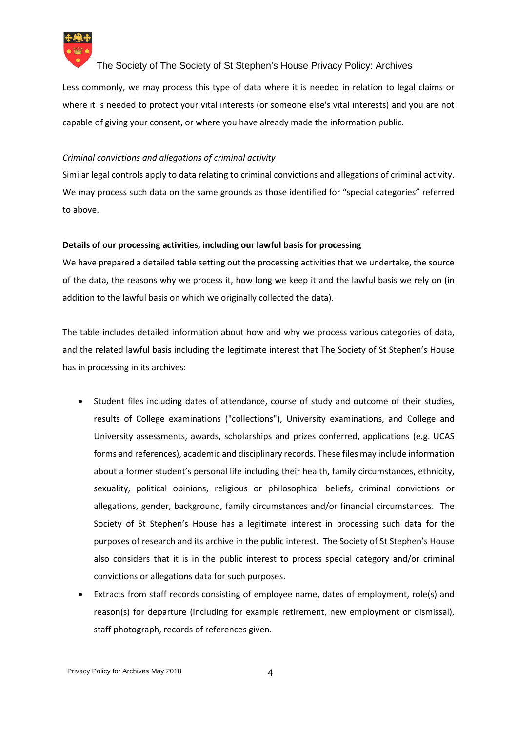Less commonly, we may process this type of data where it is needed in relation to legal claims or where it is needed to protect your vital interests (or someone else's vital interests) and you are not capable of giving your consent, or where you have already made the information public.

*Criminal convictions and allegations of criminal activity*

Similar legal controls apply to data relating to criminal convictions and allegations of criminal activity. We may process such data on the same grounds as those identified for "special categories" referred to above.

**Details of our processing activities, including our lawful basis for processing**

We have prepared a detailed table setting out the processing activities that we undertake, the source of the data, the reasons why we process it, how long we keep it and the lawful basis we rely on (in addition to the lawful basis on which we originally collected the data).

The table includes detailed information about how and why we process various categories of data, and the related lawful basis including the legitimate interest that The Society of St Stephen's House has in processing in its archives:

- Student files including dates of attendance, course of study and outcome of their studies, results of College examinations ("collections"), University examinations, and College and University assessments, awards, scholarships and prizes conferred, applications (e.g. UCAS forms and references), academic and disciplinary records. These files may include information about a former student's personal life including their health, family circumstances, ethnicity, sexuality, political opinions, religious or philosophical beliefs, criminal convictions or allegations, gender, background, family circumstances and/or financial circumstances. The Society of St Stephen's House has a legitimate interest in processing such data for the purposes of research and its archive in the public interest. The Society of St Stephen's House also considers that it is in the public interest to process special category and/or criminal convictions or allegations data for such purposes.
- Extracts from staff records consisting of employee name, dates of employment, role(s) and reason(s) for departure (including for example retirement, new employment or dismissal), staff photograph, records of references given.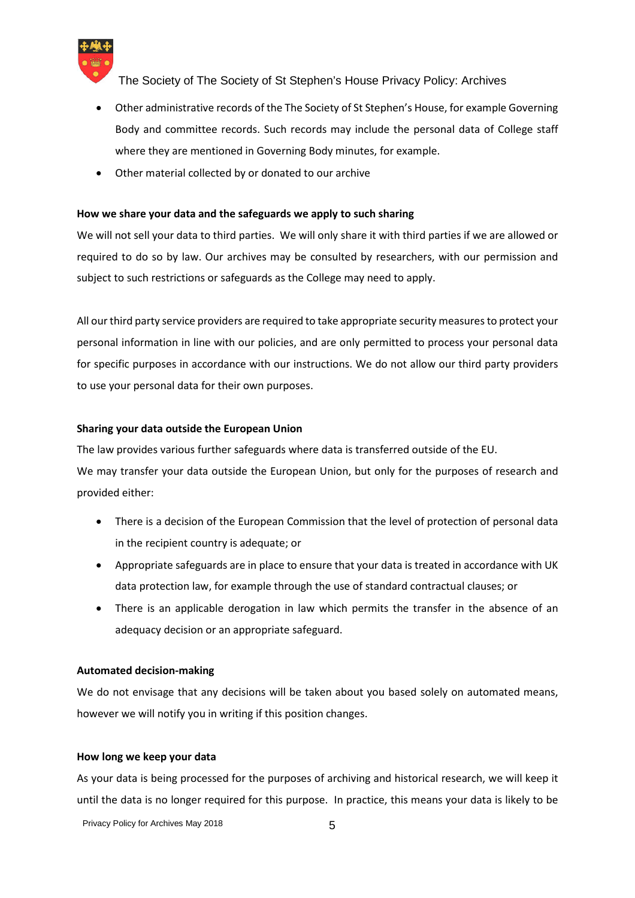- Other administrative records of the The Society of St Stephen's House, for example Governing Body and committee records. Such records may include the personal data of College staff where they are mentioned in Governing Body minutes, for example.
- Other material collected by or donated to our archive

**How we share your data and the safeguards we apply to such sharing**

We will not sell your data to third parties. We will only share it with third parties if we are allowed or required to do so by law. Our archives may be consulted by researchers, with our permission and subject to such restrictions or safeguards as the College may need to apply.

All our third party service providers are required to take appropriate security measures to protect your personal information in line with our policies, and are only permitted to process your personal data for specific purposes in accordance with our instructions. We do not allow our third party providers to use your personal data for their own purposes.

**Sharing your data outside the European Union**

The law provides various further safeguards where data is transferred outside of the EU.

We may transfer your data outside the European Union, but only for the purposes of research and provided either:

- There is a decision of the European Commission that the level of protection of personal data in the recipient country is adequate; or
- Appropriate safeguards are in place to ensure that your data is treated in accordance with UK data protection law, for example through the use of standard contractual clauses; or
- There is an applicable derogation in law which permits the transfer in the absence of an adequacy decision or an appropriate safeguard.

**Automated decision-making**

We do not envisage that any decisions will be taken about you based solely on automated means, however we will notify you in writing if this position changes.

**How long we keep your data**

As your data is being processed for the purposes of archiving and historical research, we will keep it until the data is no longer required for this purpose. In practice, this means your data is likely to be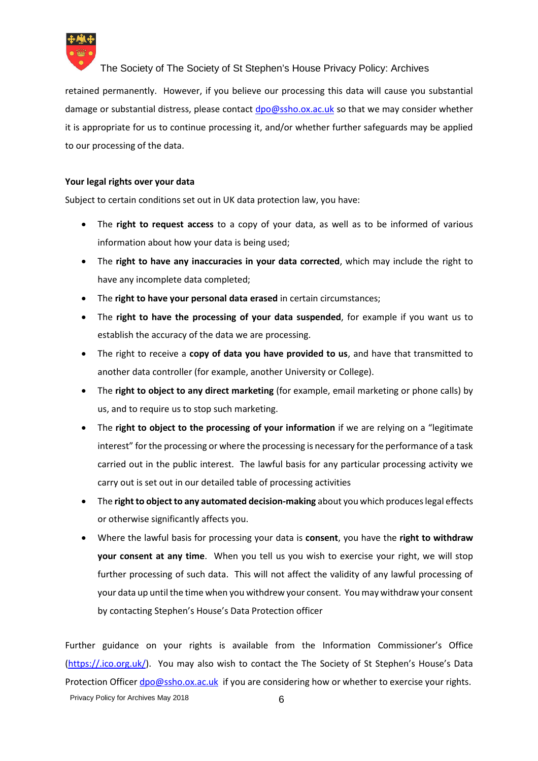retained permanently. However, if you believe our processing this data will cause you substantial damage or substantial distress, please contact dpo@ssho.ox.ac.uk so that we may consider whether it is appropriate for us to continue processing it, and/or whether further safeguards may be applied to our processing of the data.

**Your legal rights over your data**

Subject to certain conditions set out in UK data protection law, you have:

- The **right to request access** to a copy of your data, as well as to be informed of various information about how your data is being used;
- The **right to have any inaccuracies in your data corrected**, which may include the right to have any incomplete data completed;
- The **right to have your personal data erased** in certain circumstances;
- The **right to have the processing of your data suspended**, for example if you want us to establish the accuracy of the data we are processing.
- The right to receive a **copy of data you have provided to us**, and have that transmitted to another data controller (for example, another University or College).
- The **right to object to any direct marketing** (for example, email marketing or phone calls) by us, and to require us to stop such marketing.
- The **right to object to the processing of your information** if we are relying on a "legitimate interest" for the processing or where the processing is necessary for the performance of a task carried out in the public interest. The lawful basis for any particular processing activity we carry out is set out in our detailed table of processing activities
- The **right to object to any automated decision-making** about you which produces legal effects or otherwise significantly affects you.
- Where the lawful basis for processing your data is **consent**, you have the **right to withdraw your consent at any time**. When you tell us you wish to exercise your right, we will stop further processing of such data. This will not affect the validity of any lawful processing of your data up until the time when you withdrew your consent. You may withdraw your consent by contacting Stephen's House's Data Protection officer

Further guidance on your rights is available from the Information Commissioner's Office (https://.ico.org.uk/). You may also wish to contact the The Society of St Stephen's House's Data Protection Officer dpo@ssho.ox.ac.uk if you are considering how or whether to exercise your rights.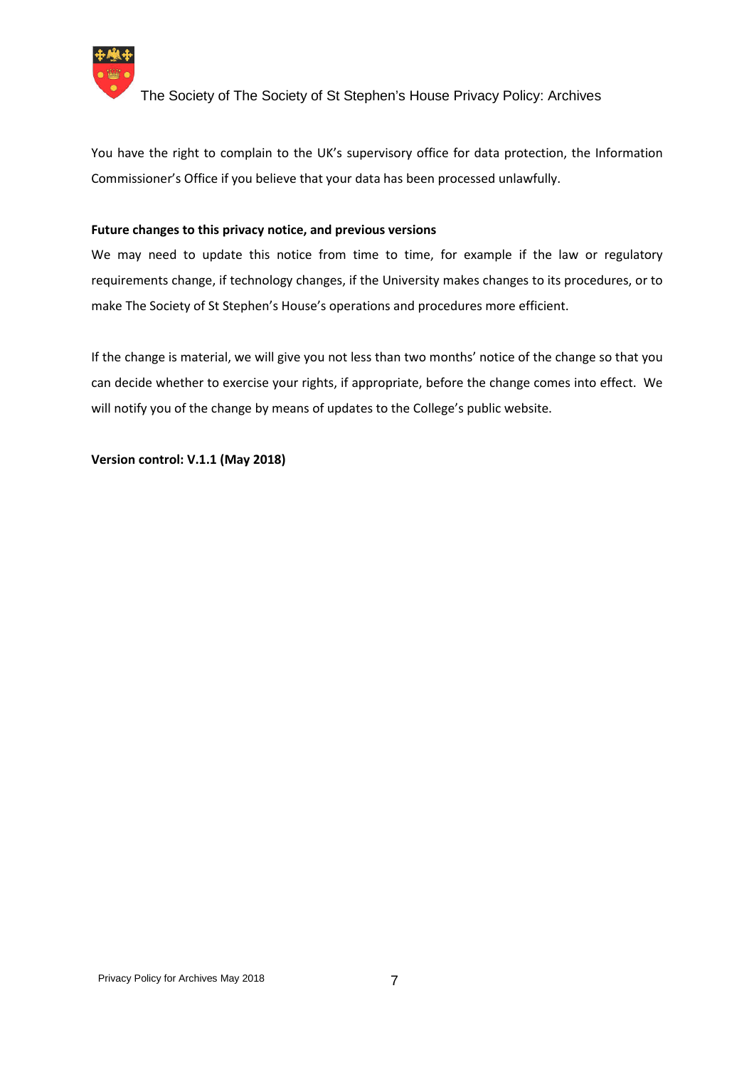You have the right to complain to the UK's supervisory office for data protection, the Information Commissioner's Office if you believe that your data has been processed unlawfully.

**Future changes to this privacy notice, and previous versions**

We may need to update this notice from time to time, for example if the law or regulatory requirements change, if technology changes, if the University makes changes to its procedures, or to make The Society of St Stephen's House's operations and procedures more efficient.

If the change is material, we will give you not less than two months' notice of the change so that you can decide whether to exercise your rights, if appropriate, before the change comes into effect. We will notify you of the change by means of updates to the College's public website.

**Version control: V.1.1 (May 2018)**